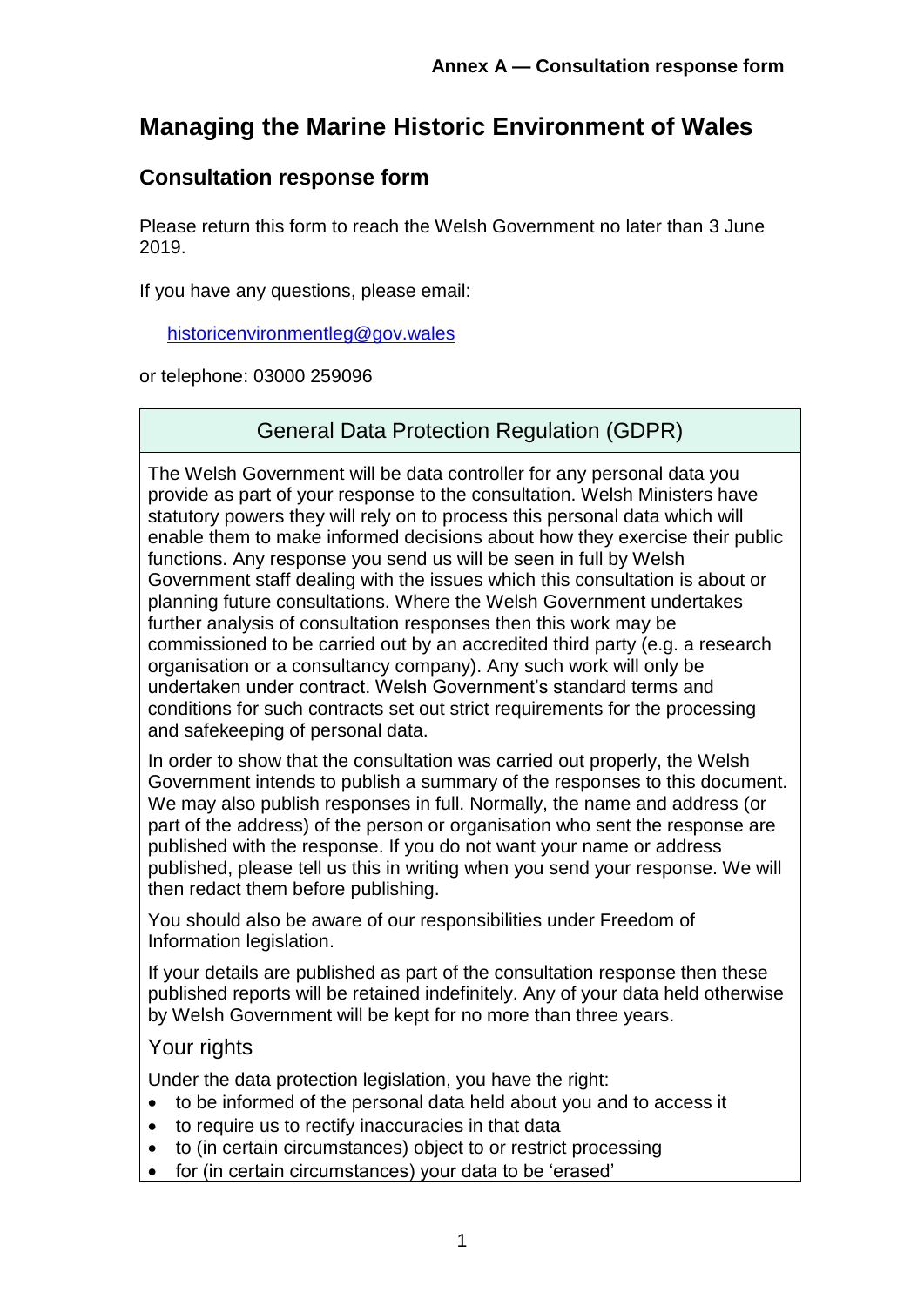**Annex A — Consultation response form**

# Managing the Marine Historic Environment of Wales

## Consultation response form

Please return this form to reach the Welsh Government no later than 3 June 2019.

If you have any questions, please email:

historicenvironmentleg@gov.wales

or telephone: 03000 259096

### General Data Protection Regulation (GDPR)

The Welsh Government will be data controller for any personal data you provide as part of your response to the consultation. Welsh Ministers have statutory powers they will rely on to process this personal data which will enable them to make informed decisions about how they exercise their public functions. Any response you send us will be seen in full by Welsh Government staff dealing with the issues which this consultation is about or planning future consultations. Where the Welsh Government undertakes further analysis of consultation responses then this work may be commissioned to be carried out by an accredited third party (e.g. a research organisation or a consultancy company). Any such work will only be undertaken under contract. Welsh Government's standard terms and conditions for such contracts set out strict requirements for the processing and safekeeping of personal data.

In order to show that the consultation was carried out properly, the Welsh Government intends to publish a summary of the responses to this document. We may also publish responses in full. Normally, the name and address (or part of the address) of the person or organisation who sent the response are published with the response. If you do not want your name or address published, please tell us this in writing when you send your response. We will then redact them before publishing.

You should also be aware of our responsibilities under Freedom of Information legislation.

If your details are published as part of the consultation response then these published reports will be retained indefinitely. Any of your data held otherwise by Welsh Government will be kept for no more than three years.

#### Your rights

Under the data protection legislation, you have the right:

- to be informed of the personal data held about you and to access it
- to require us to rectify inaccuracies in that data
- to (in certain circumstances) object to or restrict processing
- for (in certain circumstances) your data to be 'erased'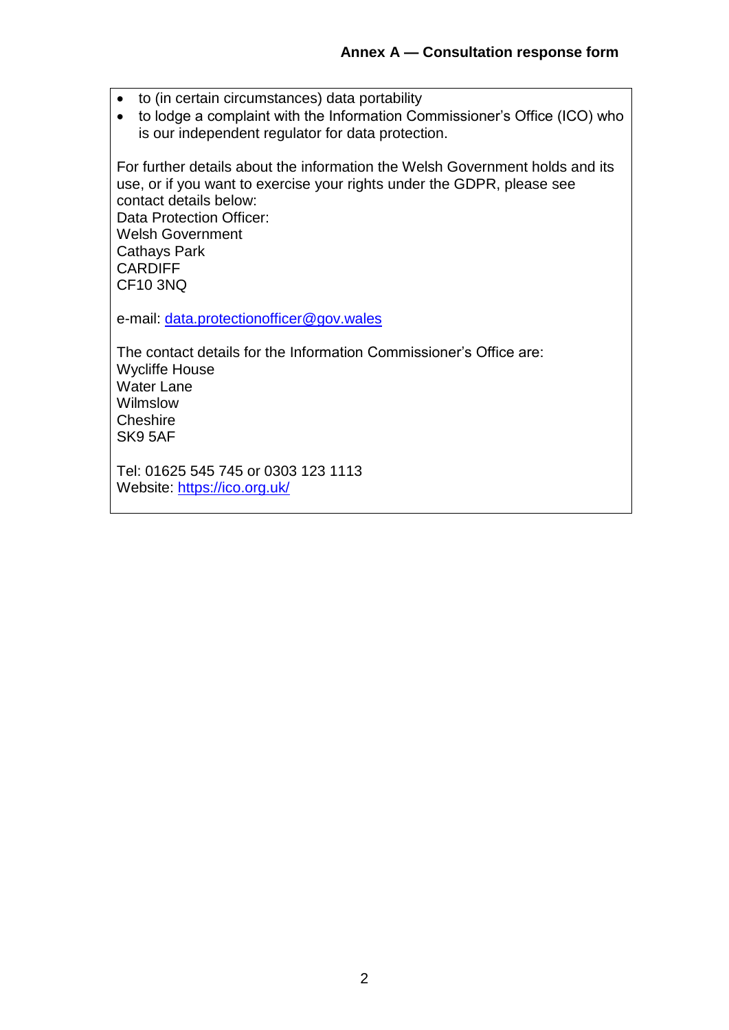- to (in certain circumstances) data portability
- to lodge a complaint with the Information Commissioner's Office (ICO) who is our independent regulator for data protection.

For further details about the information the Welsh Government holds and its use, or if you want to exercise your rights under the GDPR, please see contact details below:
Data Protection Officer:
Welsh Government
Cathays Park
CARDIFF
CF10 3NQ

e-mail: data.protectionofficer@gov.wales

The contact details for the Information Commissioner's Office are:
Wycliffe House
Water Lane
Wilmslow
Cheshire
SK9 5AF

Tel: 01625 545 745 or 0303 123 1113
Website: https://ico.org.uk/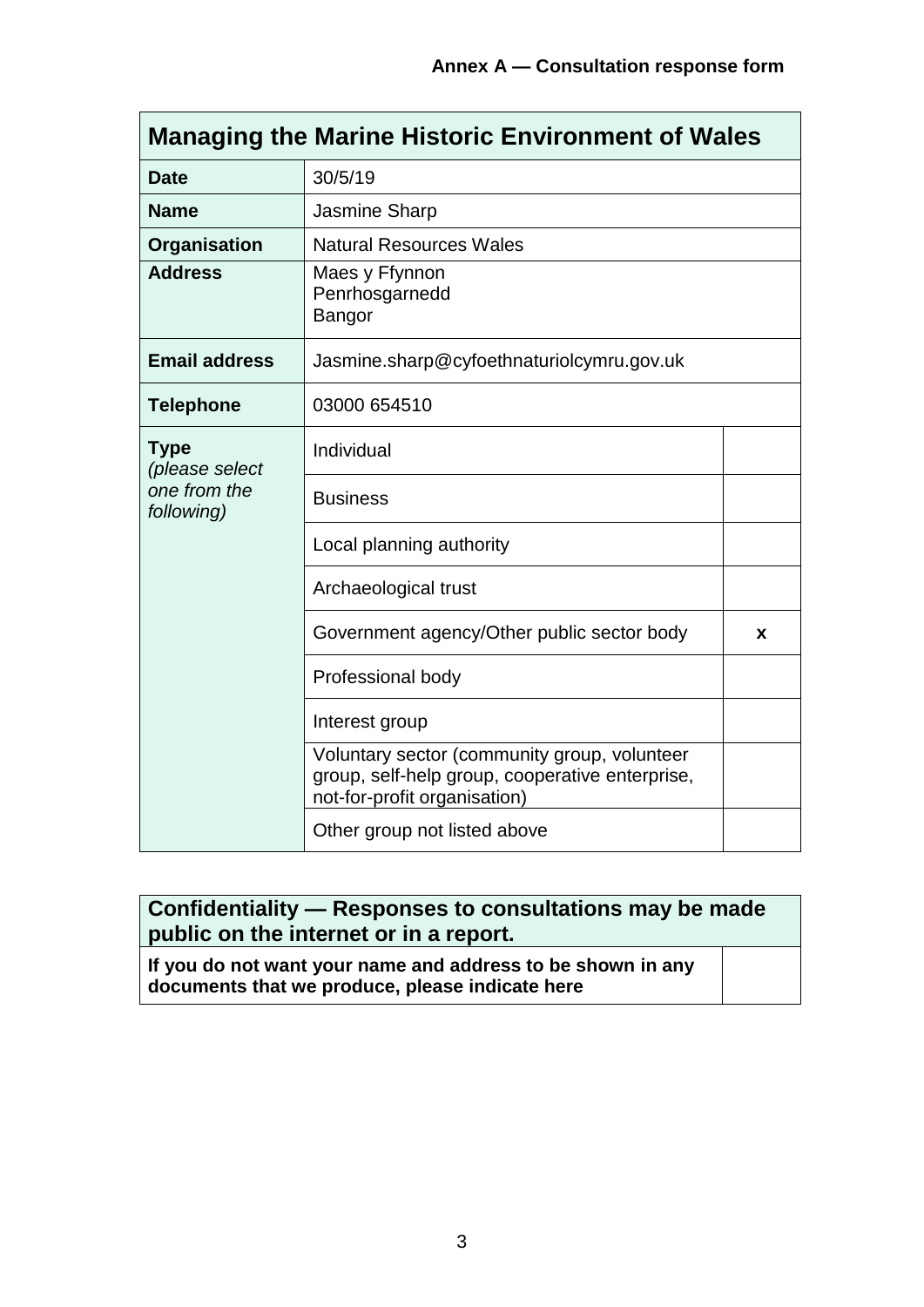**Annex A — Consultation response form**

| Managing the Marine Historic Environment of Wales | | |
|---|---|---|
| **Date** | 30/5/19 | |
| **Name** | Jasmine Sharp | |
| **Organisation** | Natural Resources Wales | |
| **Address** | Maes y Ffynnon<br>Penrhosgarnedd<br>Bangor | |
| **Email address** | Jasmine.sharp@cyfoethnaturiolcymru.gov.uk | |
| **Telephone** | 03000 654510 | |
| **Type** *(please select one from the following)* | Individual | |
| | Business | |
| | Local planning authority | |
| | Archaeological trust | |
| | Government agency/Other public sector body | **x** |
| | Professional body | |
| | Interest group | |
| | Voluntary sector (community group, volunteer group, self-help group, cooperative enterprise, not-for-profit organisation) | |
| | Other group not listed above | |

| Confidentiality — Responses to consultations may be made public on the internet or in a report. | |
|---|---|
| **If you do not want your name and address to be shown in any documents that we produce, please indicate here** | |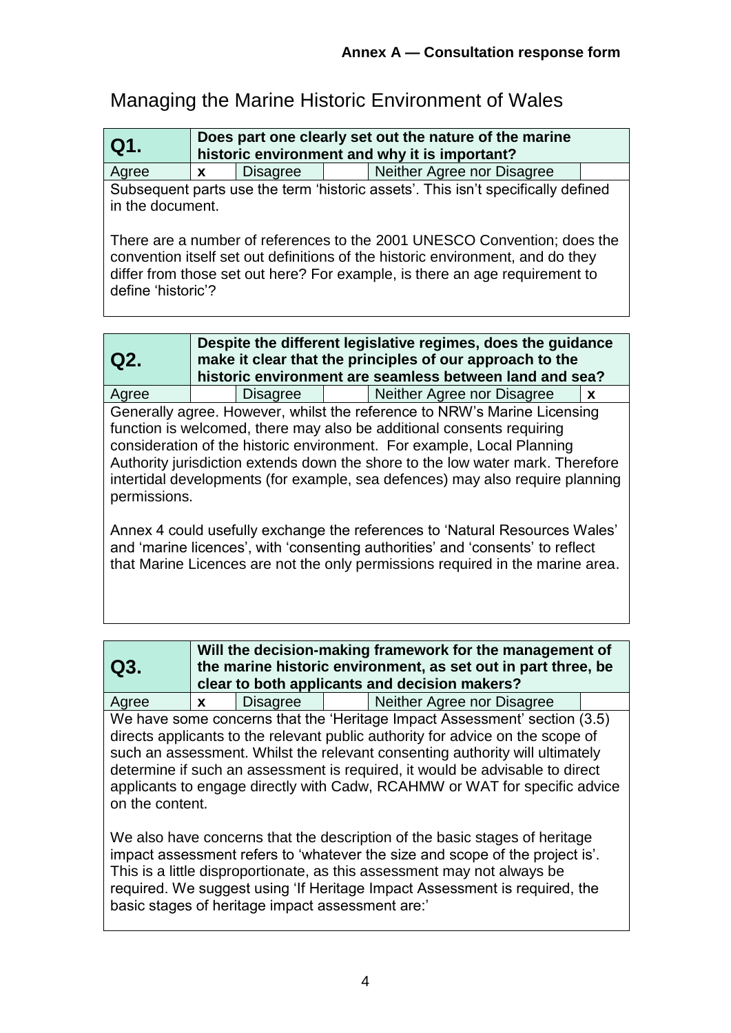**Annex A — Consultation response form**

# Managing the Marine Historic Environment of Wales

| **Q1.** | **Does part one clearly set out the nature of the marine historic environment and why it is important?** | | | | |
|---|---|---|---|---|---|
| Agree | x | Disagree | | Neither Agree nor Disagree | |

Subsequent parts use the term 'historic assets'. This isn't specifically defined in the document.

There are a number of references to the 2001 UNESCO Convention; does the convention itself set out definitions of the historic environment, and do they differ from those set out here? For example, is there an age requirement to define 'historic'?

| **Q2.** | **Despite the different legislative regimes, does the guidance make it clear that the principles of our approach to the historic environment are seamless between land and sea?** | | | | |
|---|---|---|---|---|---|
| Agree | | Disagree | | Neither Agree nor Disagree | x |

Generally agree. However, whilst the reference to NRW's Marine Licensing function is welcomed, there may also be additional consents requiring consideration of the historic environment. For example, Local Planning Authority jurisdiction extends down the shore to the low water mark. Therefore intertidal developments (for example, sea defences) may also require planning permissions.

Annex 4 could usefully exchange the references to 'Natural Resources Wales' and 'marine licences', with 'consenting authorities' and 'consents' to reflect that Marine Licences are not the only permissions required in the marine area.

| **Q3.** | **Will the decision-making framework for the management of the marine historic environment, as set out in part three, be clear to both applicants and decision makers?** | | | | |
|---|---|---|---|---|---|
| Agree | x | Disagree | | Neither Agree nor Disagree | |

We have some concerns that the 'Heritage Impact Assessment' section (3.5) directs applicants to the relevant public authority for advice on the scope of such an assessment. Whilst the relevant consenting authority will ultimately determine if such an assessment is required, it would be advisable to direct applicants to engage directly with Cadw, RCAHMW or WAT for specific advice on the content.

We also have concerns that the description of the basic stages of heritage impact assessment refers to 'whatever the size and scope of the project is'. This is a little disproportionate, as this assessment may not always be required. We suggest using 'If Heritage Impact Assessment is required, the basic stages of heritage impact assessment are:'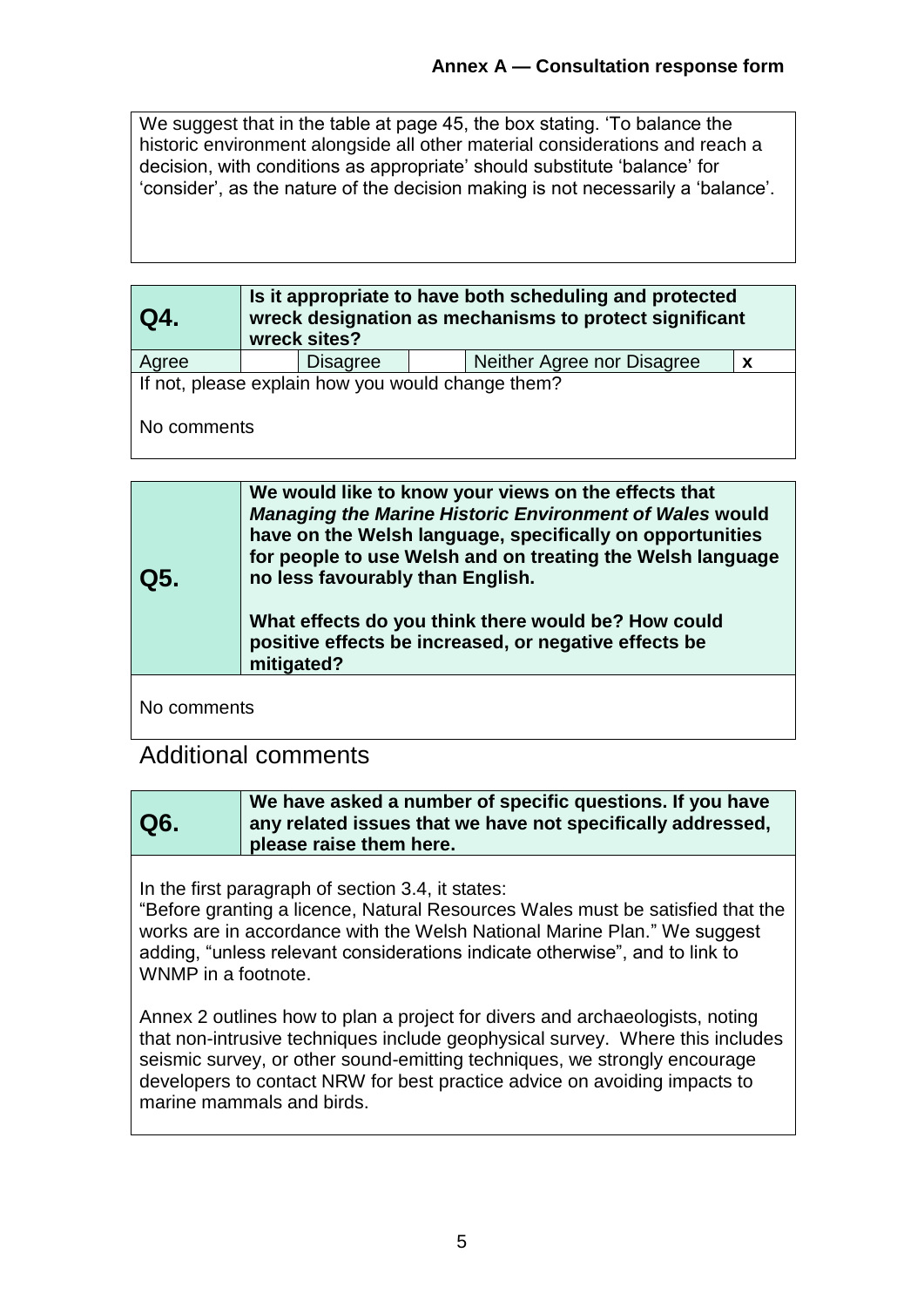We suggest that in the table at page 45, the box stating. 'To balance the historic environment alongside all other material considerations and reach a decision, with conditions as appropriate' should substitute 'balance' for 'consider', as the nature of the decision making is not necessarily a 'balance'.

| **Q4.** | **Is it appropriate to have both scheduling and protected wreck designation as mechanisms to protect significant wreck sites?** | | | | |
|---|---|---|---|---|---|
| Agree | | Disagree | | Neither Agree nor Disagree | **x** |

If not, please explain how you would change them?

No comments

| **Q5.** | **We would like to know your views on the effects that *Managing the Marine Historic Environment of Wales* would have on the Welsh language, specifically on opportunities for people to use Welsh and on treating the Welsh language no less favourably than English.**<br><br>**What effects do you think there would be? How could positive effects be increased, or negative effects be mitigated?** |
|---|---|

No comments

## Additional comments

| **Q6.** | **We have asked a number of specific questions. If you have any related issues that we have not specifically addressed, please raise them here.** |
|---|---|

In the first paragraph of section 3.4, it states:
"Before granting a licence, Natural Resources Wales must be satisfied that the works are in accordance with the Welsh National Marine Plan." We suggest adding, "unless relevant considerations indicate otherwise", and to link to WNMP in a footnote.

Annex 2 outlines how to plan a project for divers and archaeologists, noting that non-intrusive techniques include geophysical survey. Where this includes seismic survey, or other sound-emitting techniques, we strongly encourage developers to contact NRW for best practice advice on avoiding impacts to marine mammals and birds.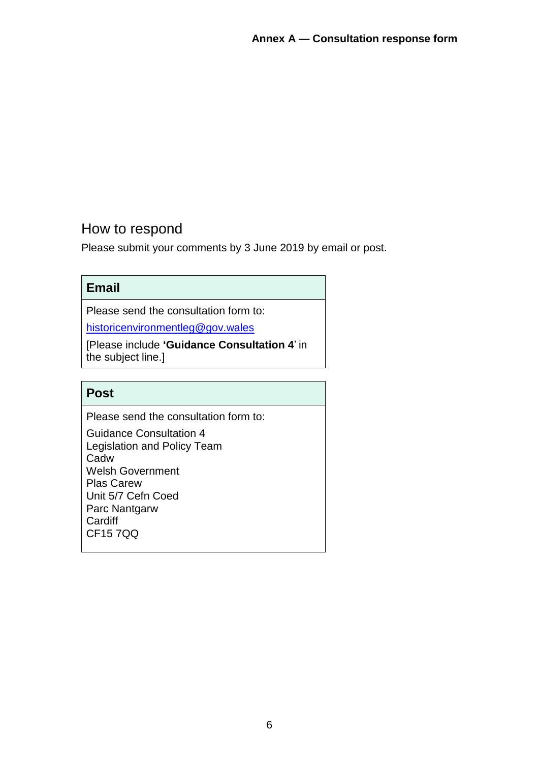## Annex A — Consultation response form

## How to respond

Please submit your comments by 3 June 2019 by email or post.

| **Email** |
| --- |
| Please send the consultation form to:<br>historicenvironmentleg@gov.wales<br>[Please include **'Guidance Consultation 4**' in the subject line.] |

| **Post** |
| --- |
| Please send the consultation form to:<br>Guidance Consultation 4<br>Legislation and Policy Team<br>Cadw<br>Welsh Government<br>Plas Carew<br>Unit 5/7 Cefn Coed<br>Parc Nantgarw<br>Cardiff<br>CF15 7QQ |